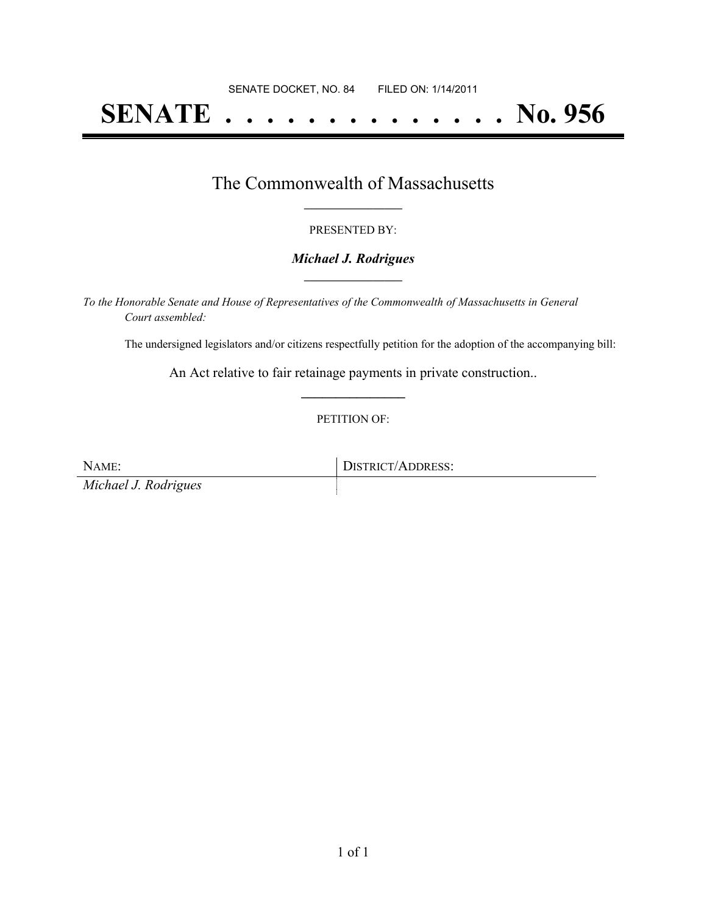SENATE DOCKET, NO. 84        FILED ON: 1/14/2011

# SENATE . . . . . . . . . . . . . . No. 956

## The Commonwealth of Massachusetts

PRESENTED BY:

***Michael J. Rodrigues***

*To the Honorable Senate and House of Representatives of the Commonwealth of Massachusetts in General Court assembled:*

The undersigned legislators and/or citizens respectfully petition for the adoption of the accompanying bill:

An Act relative to fair retainage payments in private construction..

PETITION OF:

| NAME: | DISTRICT/ADDRESS: |
| --- | --- |
| *Michael J. Rodrigues* | |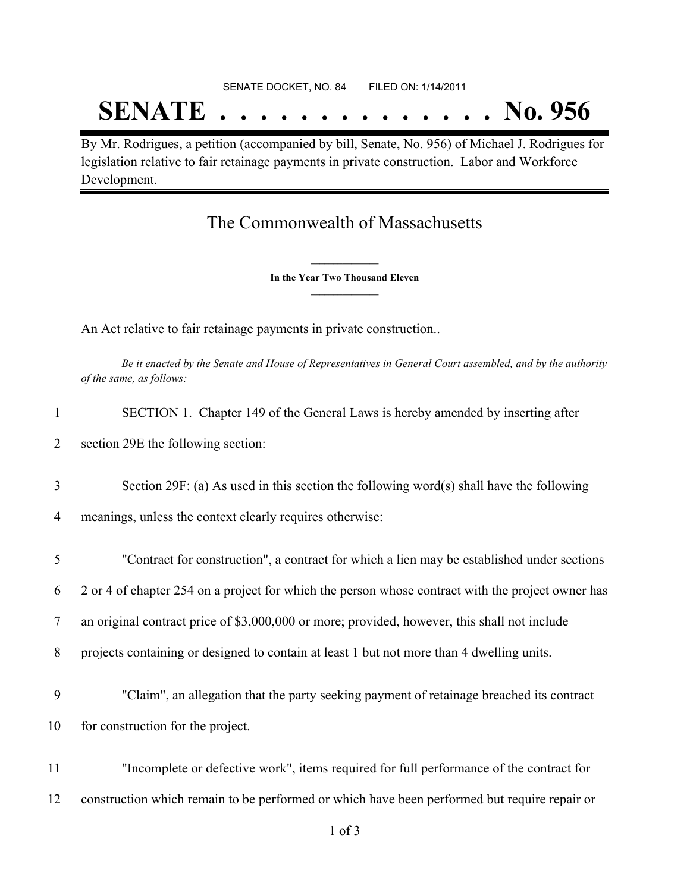SENATE DOCKET, NO. 84        FILED ON: 1/14/2011

# SENATE . . . . . . . . . . . . . . No. 956

By Mr. Rodrigues, a petition (accompanied by bill, Senate, No. 956) of Michael J. Rodrigues for legislation relative to fair retainage payments in private construction. Labor and Workforce Development.

## The Commonwealth of Massachusetts

**In the Year Two Thousand Eleven**

An Act relative to fair retainage payments in private construction..

*Be it enacted by the Senate and House of Representatives in General Court assembled, and by the authority of the same, as follows:*

1 SECTION 1. Chapter 149 of the General Laws is hereby amended by inserting after
2 section 29E the following section:

3 Section 29F: (a) As used in this section the following word(s) shall have the following
4 meanings, unless the context clearly requires otherwise:

5 "Contract for construction", a contract for which a lien may be established under sections
6 2 or 4 of chapter 254 on a project for which the person whose contract with the project owner has
7 an original contract price of $3,000,000 or more; provided, however, this shall not include
8 projects containing or designed to contain at least 1 but not more than 4 dwelling units.

9 "Claim", an allegation that the party seeking payment of retainage breached its contract
10 for construction for the project.

11 "Incomplete or defective work", items required for full performance of the contract for
12 construction which remain to be performed or which have been performed but require repair or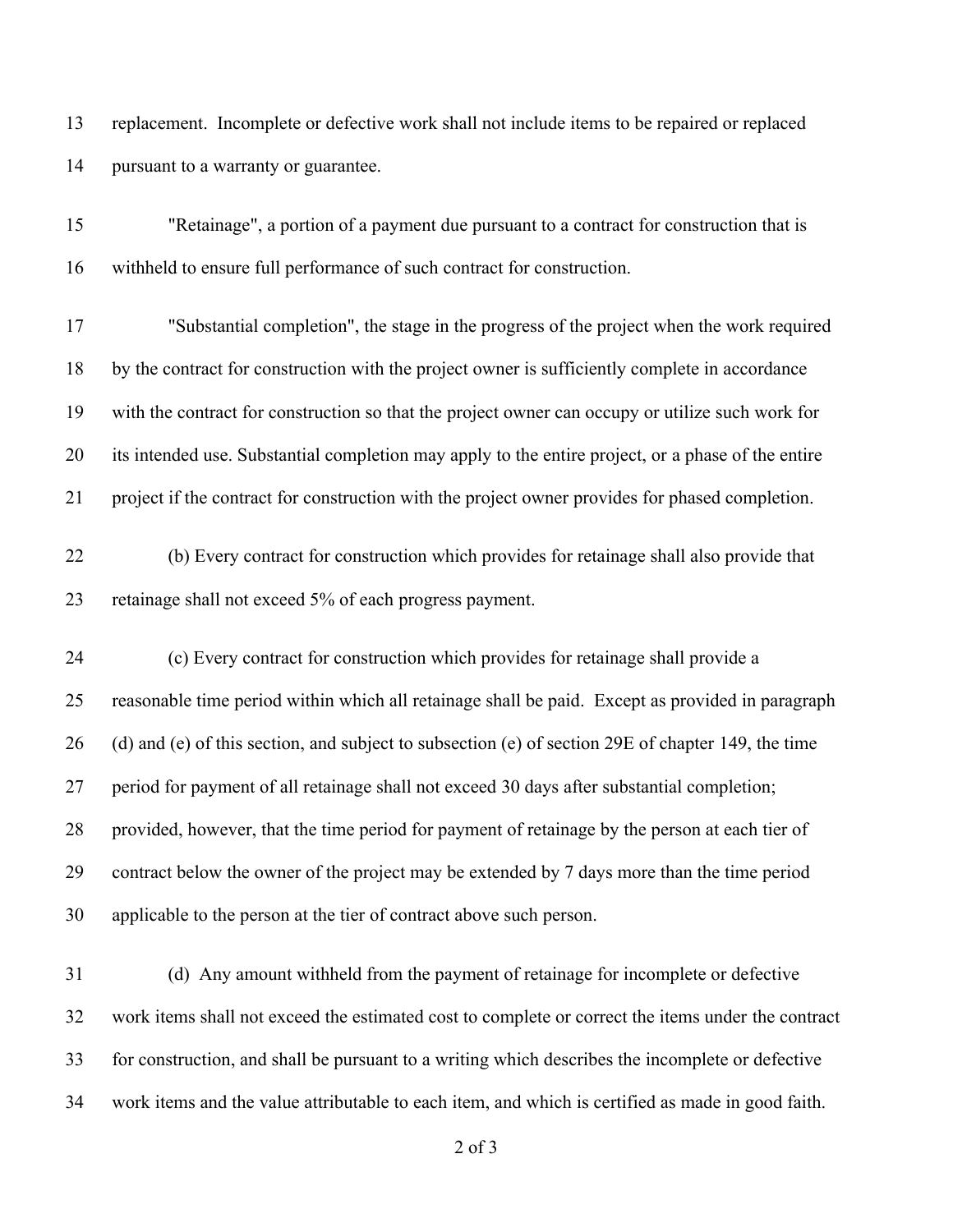replacement. Incomplete or defective work shall not include items to be repaired or replaced pursuant to a warranty or guarantee.

"Retainage", a portion of a payment due pursuant to a contract for construction that is withheld to ensure full performance of such contract for construction.

"Substantial completion", the stage in the progress of the project when the work required by the contract for construction with the project owner is sufficiently complete in accordance with the contract for construction so that the project owner can occupy or utilize such work for its intended use. Substantial completion may apply to the entire project, or a phase of the entire project if the contract for construction with the project owner provides for phased completion.

(b) Every contract for construction which provides for retainage shall also provide that retainage shall not exceed 5% of each progress payment.

(c) Every contract for construction which provides for retainage shall provide a reasonable time period within which all retainage shall be paid. Except as provided in paragraph (d) and (e) of this section, and subject to subsection (e) of section 29E of chapter 149, the time period for payment of all retainage shall not exceed 30 days after substantial completion; provided, however, that the time period for payment of retainage by the person at each tier of contract below the owner of the project may be extended by 7 days more than the time period applicable to the person at the tier of contract above such person.

(d) Any amount withheld from the payment of retainage for incomplete or defective work items shall not exceed the estimated cost to complete or correct the items under the contract for construction, and shall be pursuant to a writing which describes the incomplete or defective work items and the value attributable to each item, and which is certified as made in good faith.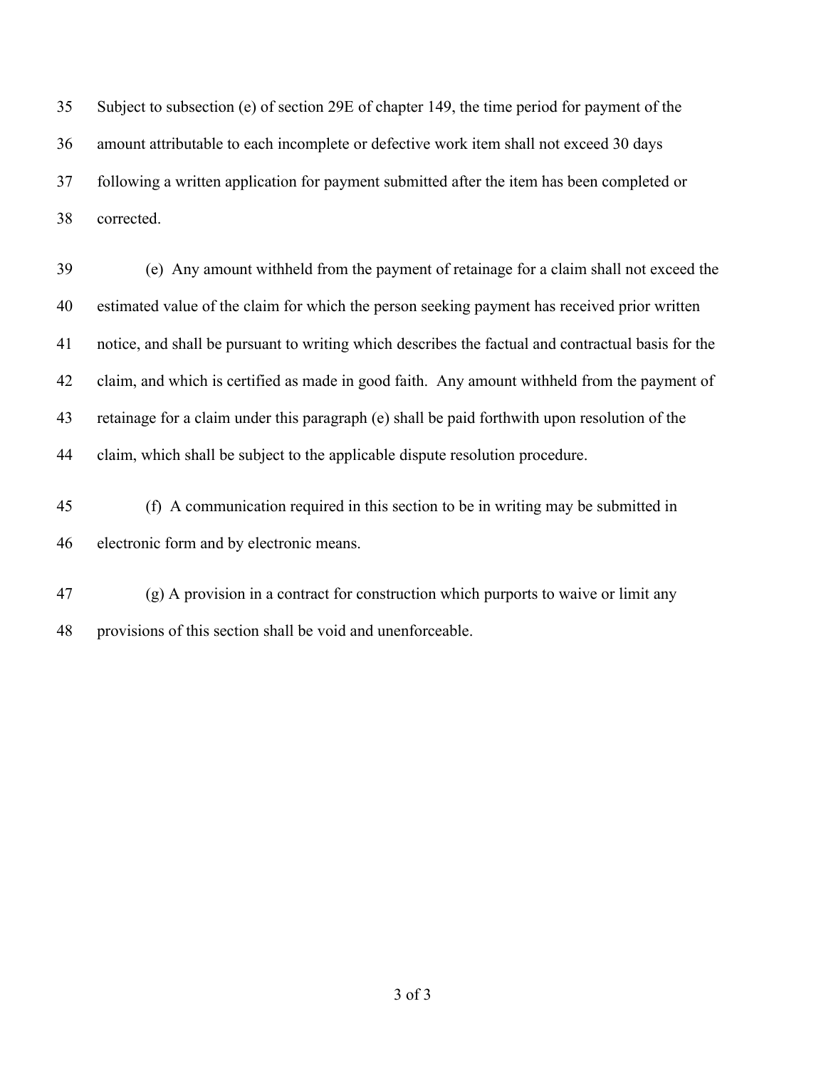Subject to subsection (e) of section 29E of chapter 149, the time period for payment of the amount attributable to each incomplete or defective work item shall not exceed 30 days following a written application for payment submitted after the item has been completed or corrected.

(e) Any amount withheld from the payment of retainage for a claim shall not exceed the estimated value of the claim for which the person seeking payment has received prior written notice, and shall be pursuant to writing which describes the factual and contractual basis for the claim, and which is certified as made in good faith. Any amount withheld from the payment of retainage for a claim under this paragraph (e) shall be paid forthwith upon resolution of the claim, which shall be subject to the applicable dispute resolution procedure.

(f) A communication required in this section to be in writing may be submitted in electronic form and by electronic means.

(g) A provision in a contract for construction which purports to waive or limit any provisions of this section shall be void and unenforceable.